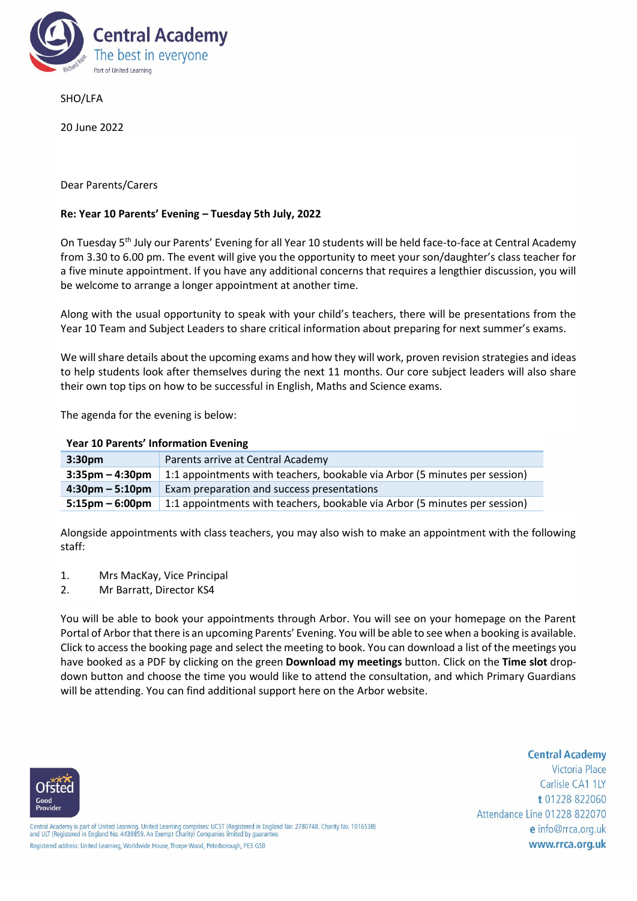# Central Academy

The best in everyone

Part of United Learning

SHO/LFA

20 June 2022

Dear Parents/Carers

**Re: Year 10 Parents' Evening – Tuesday 5th July, 2022**

On Tuesday 5th July our Parents' Evening for all Year 10 students will be held face-to-face at Central Academy from 3.30 to 6.00 pm. The event will give you the opportunity to meet your son/daughter's class teacher for a five minute appointment. If you have any additional concerns that requires a lengthier discussion, you will be welcome to arrange a longer appointment at another time.

Along with the usual opportunity to speak with your child's teachers, there will be presentations from the Year 10 Team and Subject Leaders to share critical information about preparing for next summer's exams.

We will share details about the upcoming exams and how they will work, proven revision strategies and ideas to help students look after themselves during the next 11 months. Our core subject leaders will also share their own top tips on how to be successful in English, Maths and Science exams.

The agenda for the evening is below:

**Year 10 Parents' Information Evening**

| Time | Activity |
|---|---|
| **3:30pm** | Parents arrive at Central Academy |
| **3:35pm – 4:30pm** | 1:1 appointments with teachers, bookable via Arbor (5 minutes per session) |
| **4:30pm – 5:10pm** | Exam preparation and success presentations |
| **5:15pm – 6:00pm** | 1:1 appointments with teachers, bookable via Arbor (5 minutes per session) |

Alongside appointments with class teachers, you may also wish to make an appointment with the following staff:

1. Mrs MacKay, Vice Principal
2. Mr Barratt, Director KS4

You will be able to book your appointments through Arbor. You will see on your homepage on the Parent Portal of Arbor that there is an upcoming Parents' Evening. You will be able to see when a booking is available. Click to access the booking page and select the meeting to book. You can download a list of the meetings you have booked as a PDF by clicking on the green **Download my meetings** button. Click on the **Time slot** drop-down button and choose the time you would like to attend the consultation, and which Primary Guardians will be attending. You can find additional support here on the Arbor website.

Central Academy is part of United Learning. United Learning comprises: UCST (Registered in England No: 2780748. Charity No. 1016538) and ULT (Registered in England No. 4439859. An Exempt Charity) Companies limited by guarantee.
Registered address: United Learning, Worldwide House, Thorpe Wood, Peterborough, PE3 6SB

**Central Academy**
Victoria Place
Carlisle CA1 1LY
**t** 01228 822060
Attendance Line 01228 822070
**e** info@rrca.org.uk
**www.rrca.org.uk**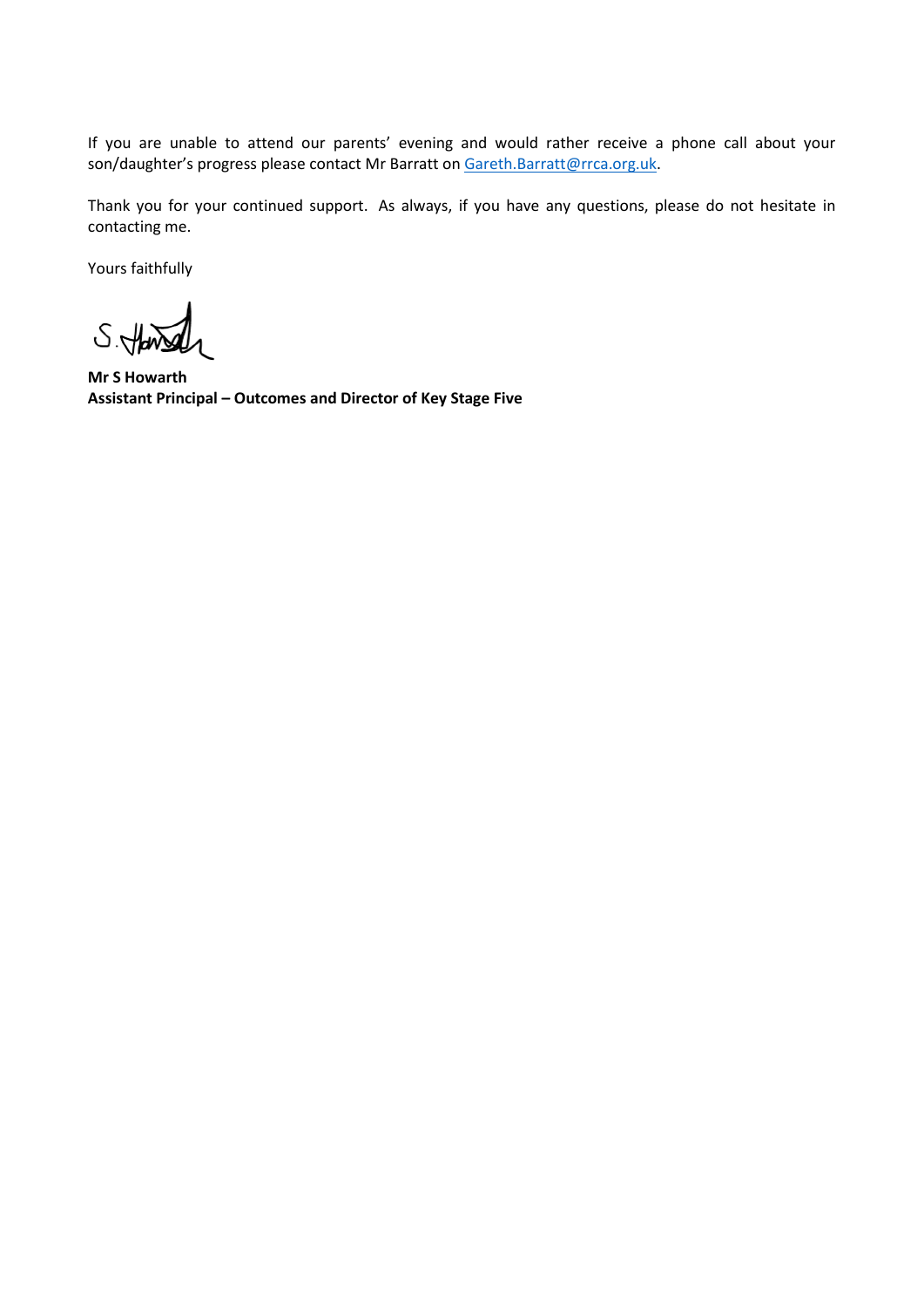If you are unable to attend our parents' evening and would rather receive a phone call about your son/daughter's progress please contact Mr Barratt on Gareth.Barratt@rrca.org.uk.

Thank you for your continued support. As always, if you have any questions, please do not hesitate in contacting me.

Yours faithfully

**Mr S Howarth**
**Assistant Principal – Outcomes and Director of Key Stage Five**